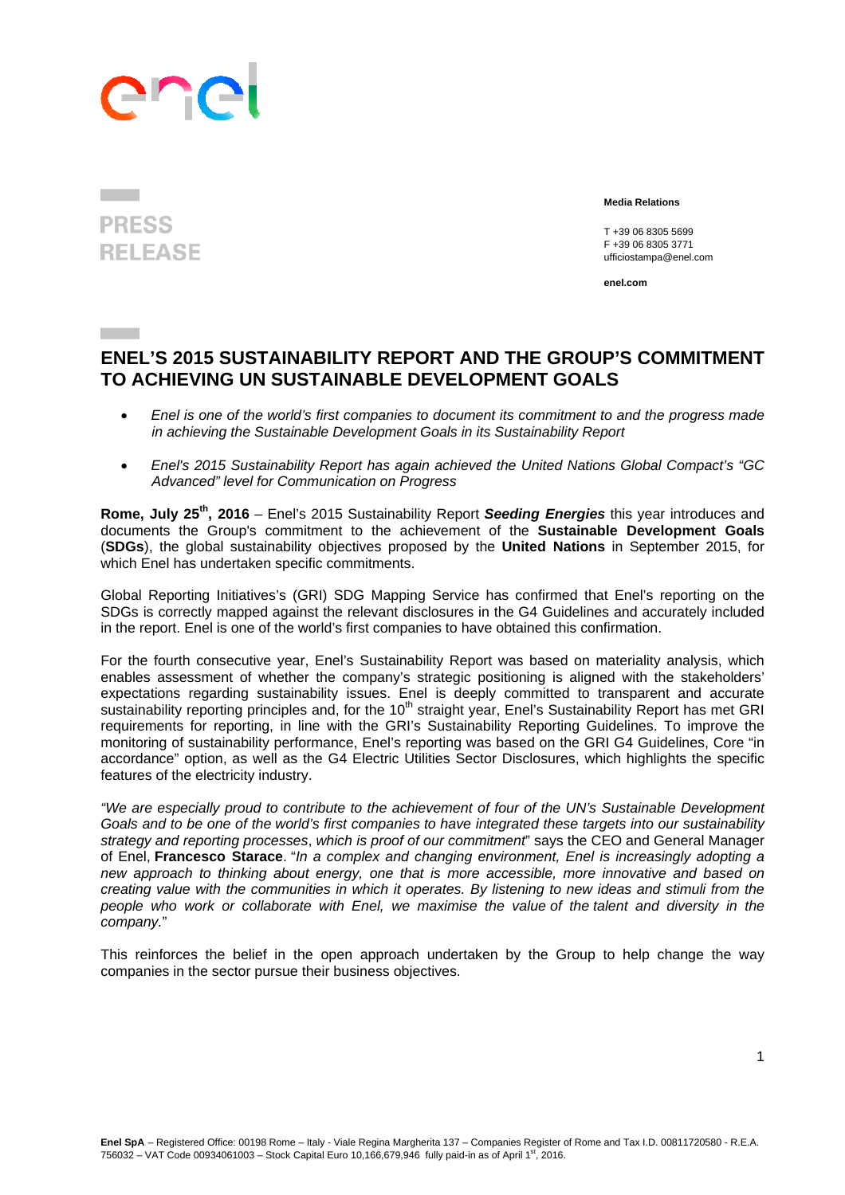PRESS RELEASE

**Media Relations**

T +39 06 8305 5699
F +39 06 8305 3771
ufficiostampa@enel.com

**enel.com**

# ENEL'S 2015 SUSTAINABILITY REPORT AND THE GROUP'S COMMITMENT TO ACHIEVING UN SUSTAINABLE DEVELOPMENT GOALS

- *Enel is one of the world's first companies to document its commitment to and the progress made in achieving the Sustainable Development Goals in its Sustainability Report*
- *Enel's 2015 Sustainability Report has again achieved the United Nations Global Compact's "GC Advanced" level for Communication on Progress*

**Rome, July 25th, 2016** – Enel's 2015 Sustainability Report ***Seeding Energies*** this year introduces and documents the Group's commitment to the achievement of the **Sustainable Development Goals** (**SDGs**), the global sustainability objectives proposed by the **United Nations** in September 2015, for which Enel has undertaken specific commitments.

Global Reporting Initiatives's (GRI) SDG Mapping Service has confirmed that Enel's reporting on the SDGs is correctly mapped against the relevant disclosures in the G4 Guidelines and accurately included in the report. Enel is one of the world's first companies to have obtained this confirmation.

For the fourth consecutive year, Enel's Sustainability Report was based on materiality analysis, which enables assessment of whether the company's strategic positioning is aligned with the stakeholders' expectations regarding sustainability issues. Enel is deeply committed to transparent and accurate sustainability reporting principles and, for the 10th straight year, Enel's Sustainability Report has met GRI requirements for reporting, in line with the GRI's Sustainability Reporting Guidelines. To improve the monitoring of sustainability performance, Enel's reporting was based on the GRI G4 Guidelines, Core "in accordance" option, as well as the G4 Electric Utilities Sector Disclosures, which highlights the specific features of the electricity industry.

*"We are especially proud to contribute to the achievement of four of the UN's Sustainable Development Goals and to be one of the world's first companies to have integrated these targets into our sustainability strategy and reporting processes*, *which is proof of our commitment*" says the CEO and General Manager of Enel, **Francesco Starace**. "*In a complex and changing environment, Enel is increasingly adopting a new approach to thinking about energy, one that is more accessible, more innovative and based on creating value with the communities in which it operates. By listening to new ideas and stimuli from the people who work or collaborate with Enel, we maximise the value of the talent and diversity in the company.*"

This reinforces the belief in the open approach undertaken by the Group to help change the way companies in the sector pursue their business objectives.

**Enel SpA** – Registered Office: 00198 Rome – Italy - Viale Regina Margherita 137 – Companies Register of Rome and Tax I.D. 00811720580 - R.E.A. 756032 – VAT Code 00934061003 – Stock Capital Euro 10,166,679,946 fully paid-in as of April 1st, 2016.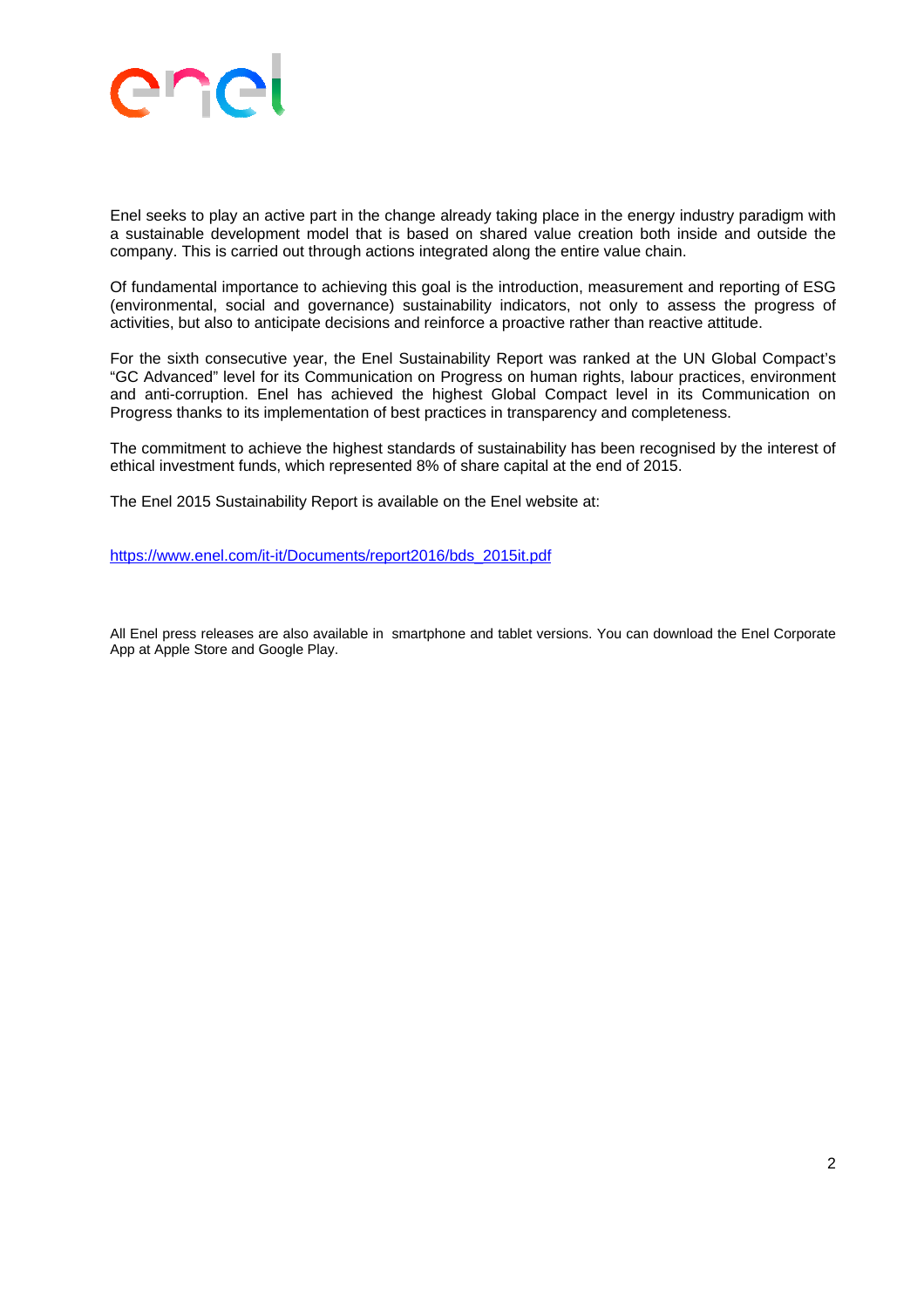Enel seeks to play an active part in the change already taking place in the energy industry paradigm with a sustainable development model that is based on shared value creation both inside and outside the company. This is carried out through actions integrated along the entire value chain.

Of fundamental importance to achieving this goal is the introduction, measurement and reporting of ESG (environmental, social and governance) sustainability indicators, not only to assess the progress of activities, but also to anticipate decisions and reinforce a proactive rather than reactive attitude.

For the sixth consecutive year, the Enel Sustainability Report was ranked at the UN Global Compact's "GC Advanced" level for its Communication on Progress on human rights, labour practices, environment and anti-corruption. Enel has achieved the highest Global Compact level in its Communication on Progress thanks to its implementation of best practices in transparency and completeness.

The commitment to achieve the highest standards of sustainability has been recognised by the interest of ethical investment funds, which represented 8% of share capital at the end of 2015.

The Enel 2015 Sustainability Report is available on the Enel website at:

https://www.enel.com/it-it/Documents/report2016/bds_2015it.pdf

All Enel press releases are also available in smartphone and tablet versions. You can download the Enel Corporate App at Apple Store and Google Play.